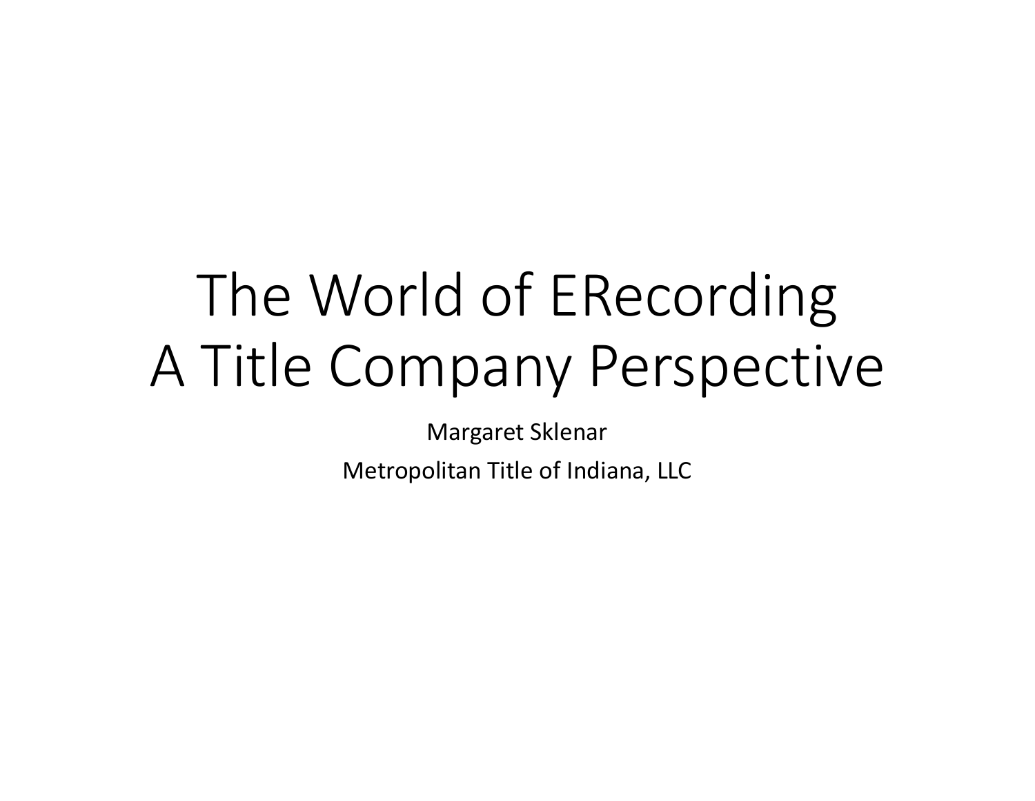# The World of ERecording
# A Title Company Perspective

Margaret Sklenar

Metropolitan Title of Indiana, LLC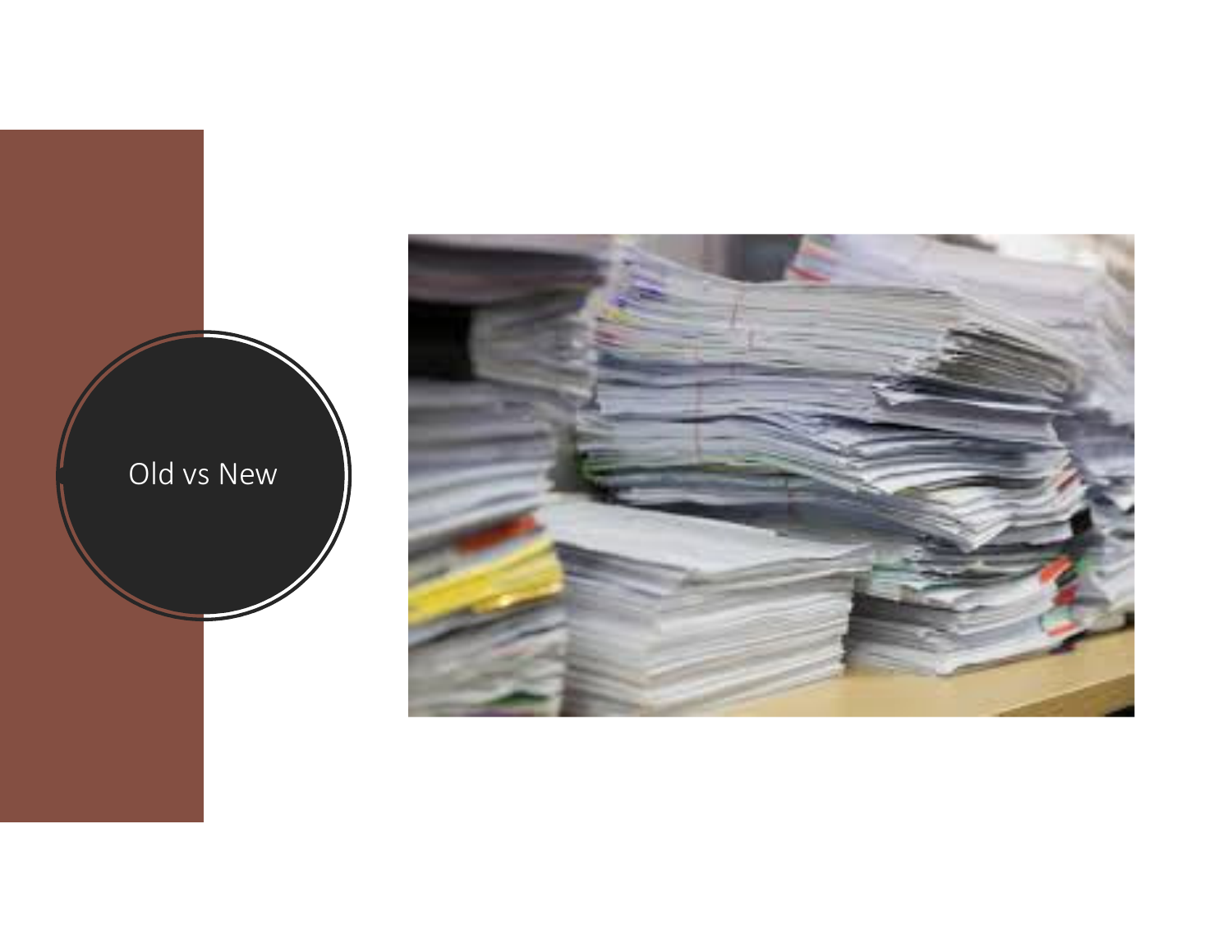# Old vs New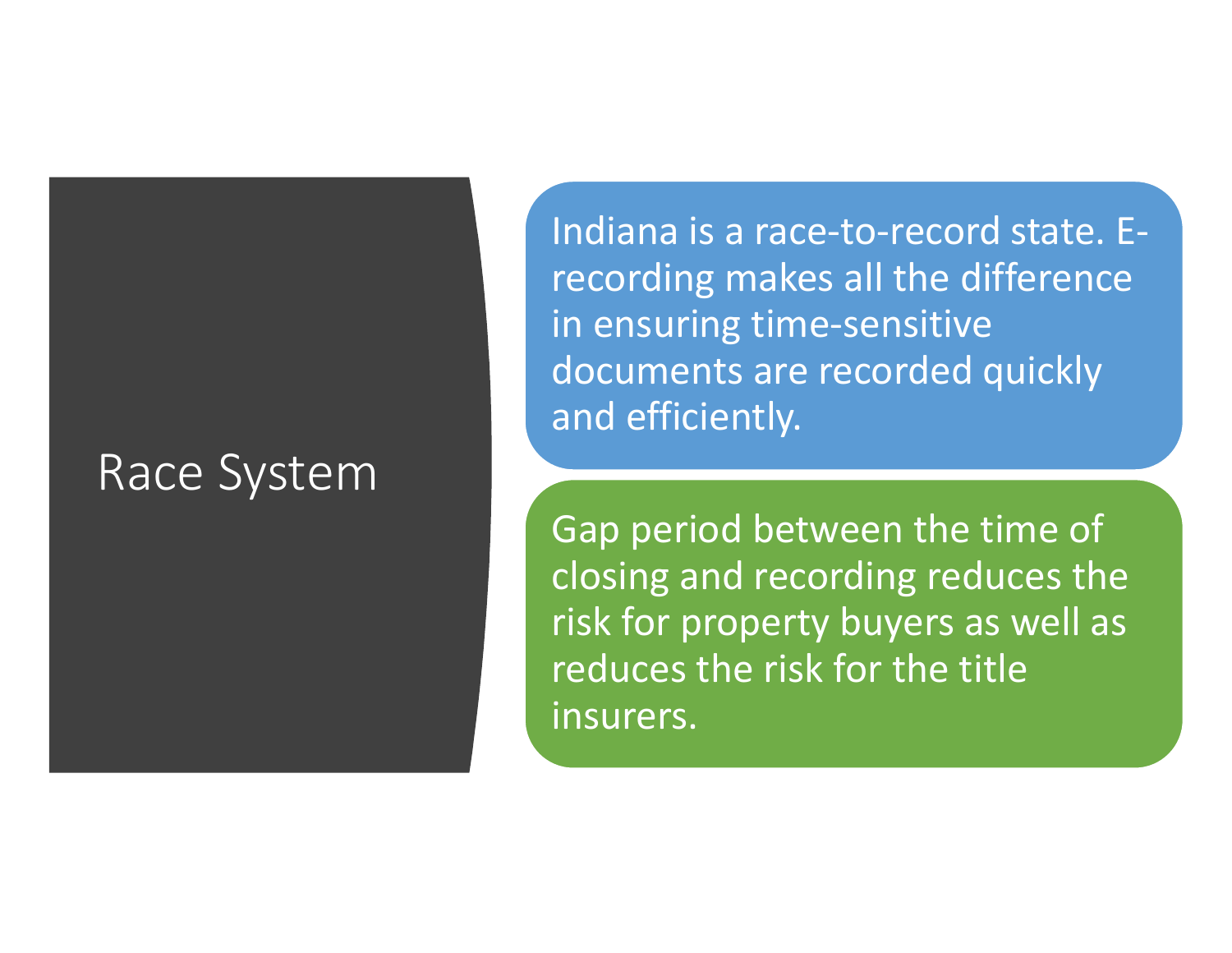# Race System

Indiana is a race-to-record state. E-recording makes all the difference in ensuring time-sensitive documents are recorded quickly and efficiently.

Gap period between the time of closing and recording reduces the risk for property buyers as well as reduces the risk for the title insurers.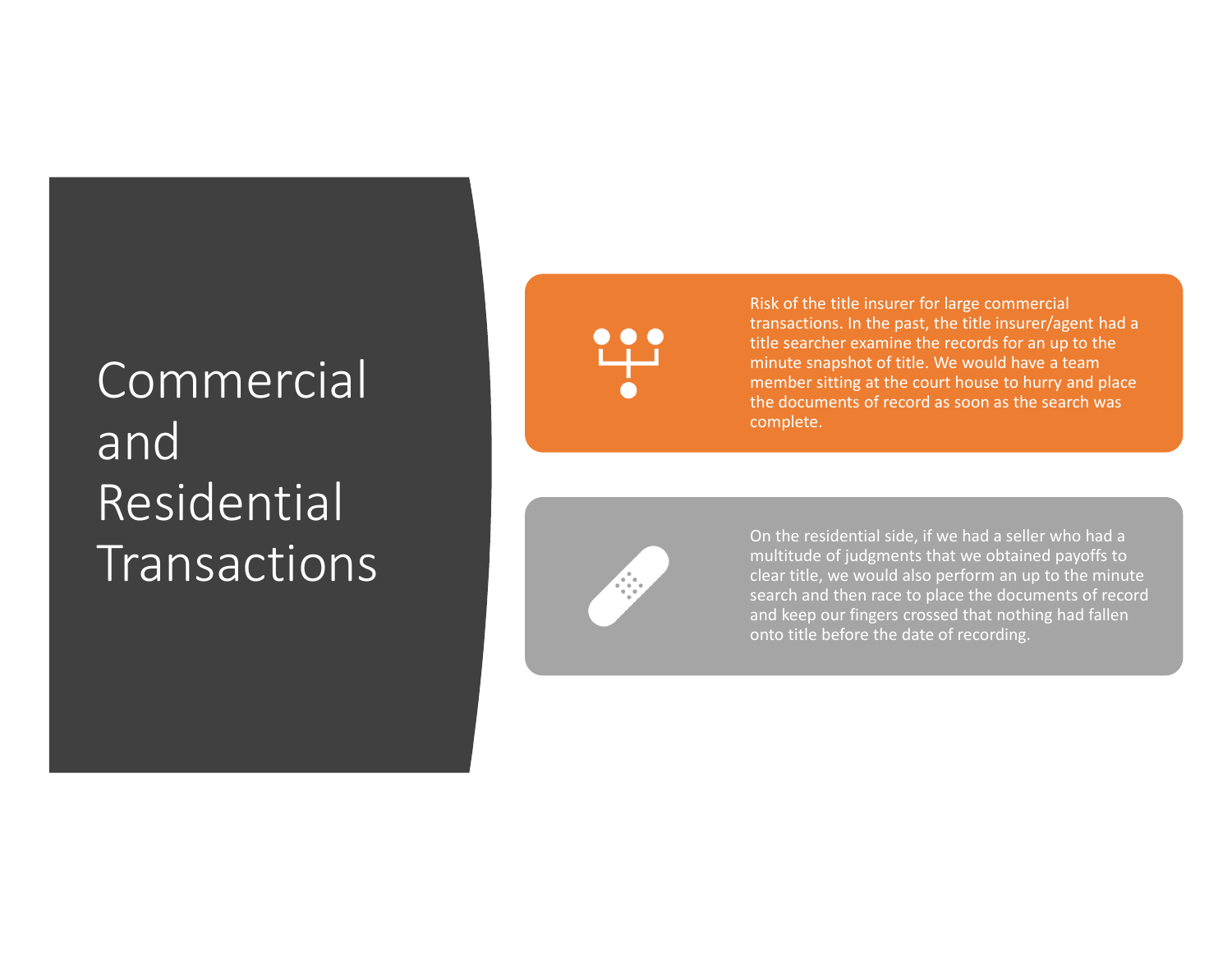# Commercial and Residential Transactions

Risk of the title insurer for large commercial transactions. In the past, the title insurer/agent had a title searcher examine the records for an up to the minute snapshot of title. We would have a team member sitting at the court house to hurry and place the documents of record as soon as the search was complete.

On the residential side, if we had a seller who had a multitude of judgments that we obtained payoffs to clear title, we would also perform an up to the minute search and then race to place the documents of record and keep our fingers crossed that nothing had fallen onto title before the date of recording.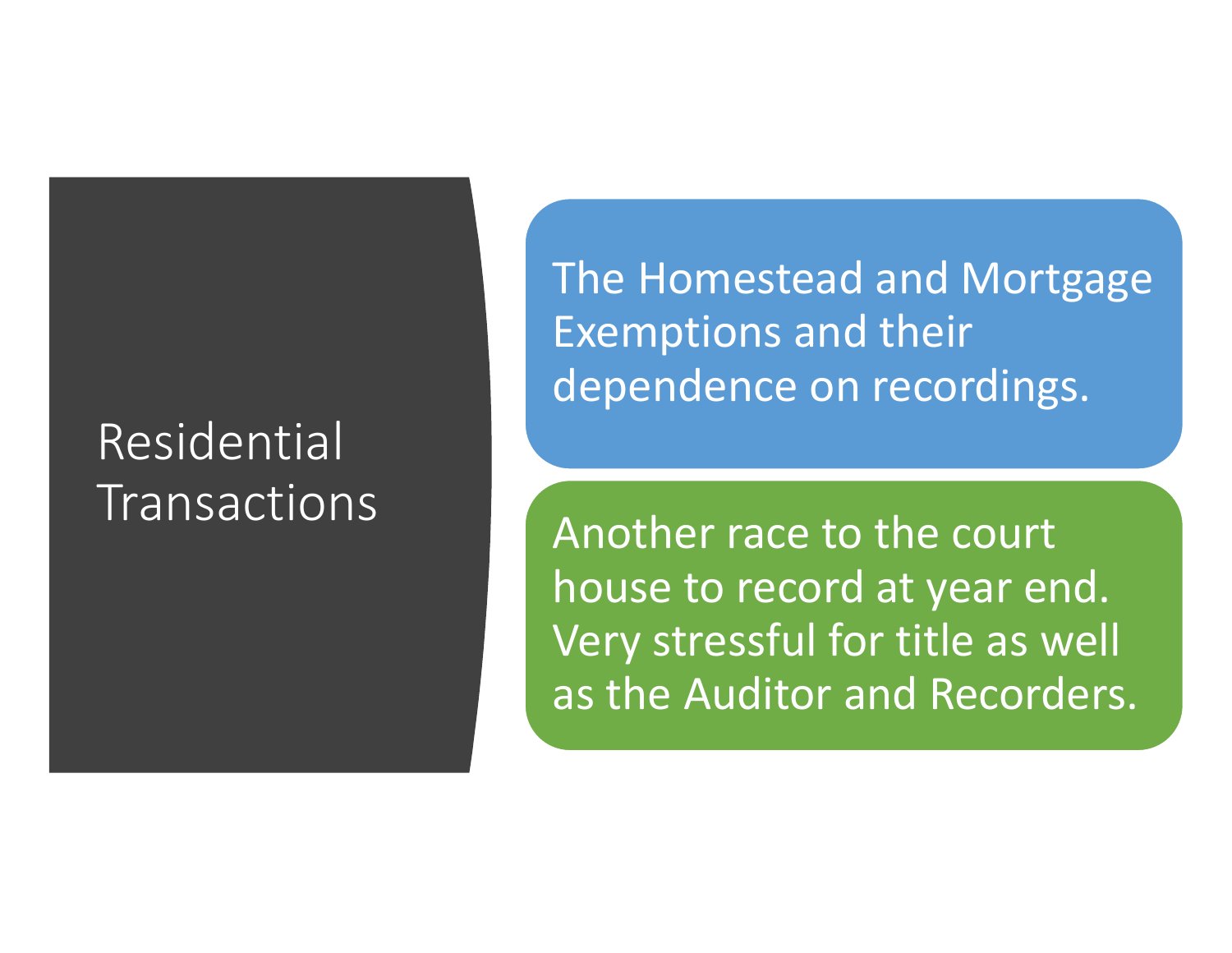# Residential Transactions

- The Homestead and Mortgage Exemptions and their dependence on recordings.
- Another race to the court house to record at year end. Very stressful for title as well as the Auditor and Recorders.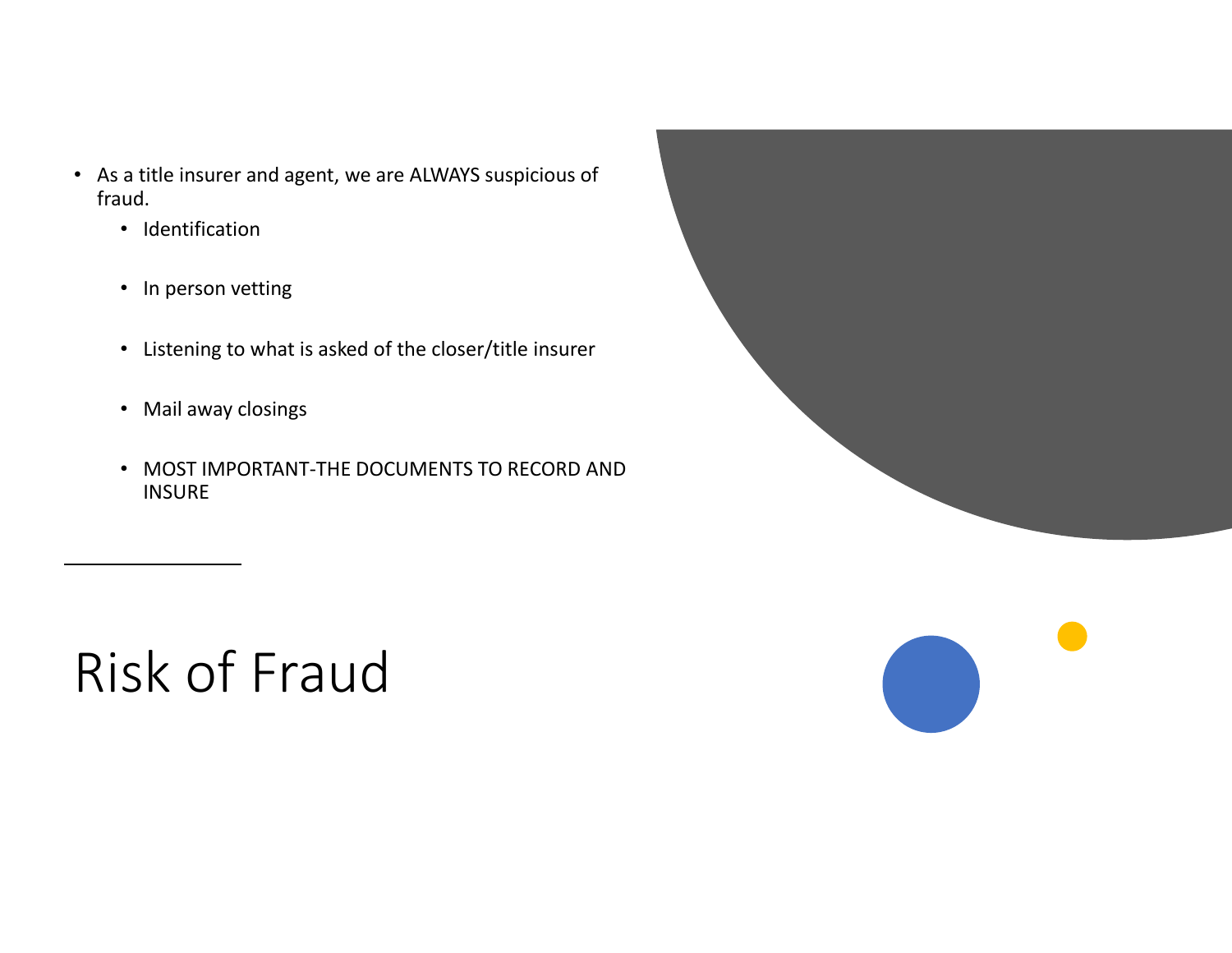# Risk of Fraud

- As a title insurer and agent, we are ALWAYS suspicious of fraud.
  - Identification
  - In person vetting
  - Listening to what is asked of the closer/title insurer
  - Mail away closings
  - MOST IMPORTANT-THE DOCUMENTS TO RECORD AND INSURE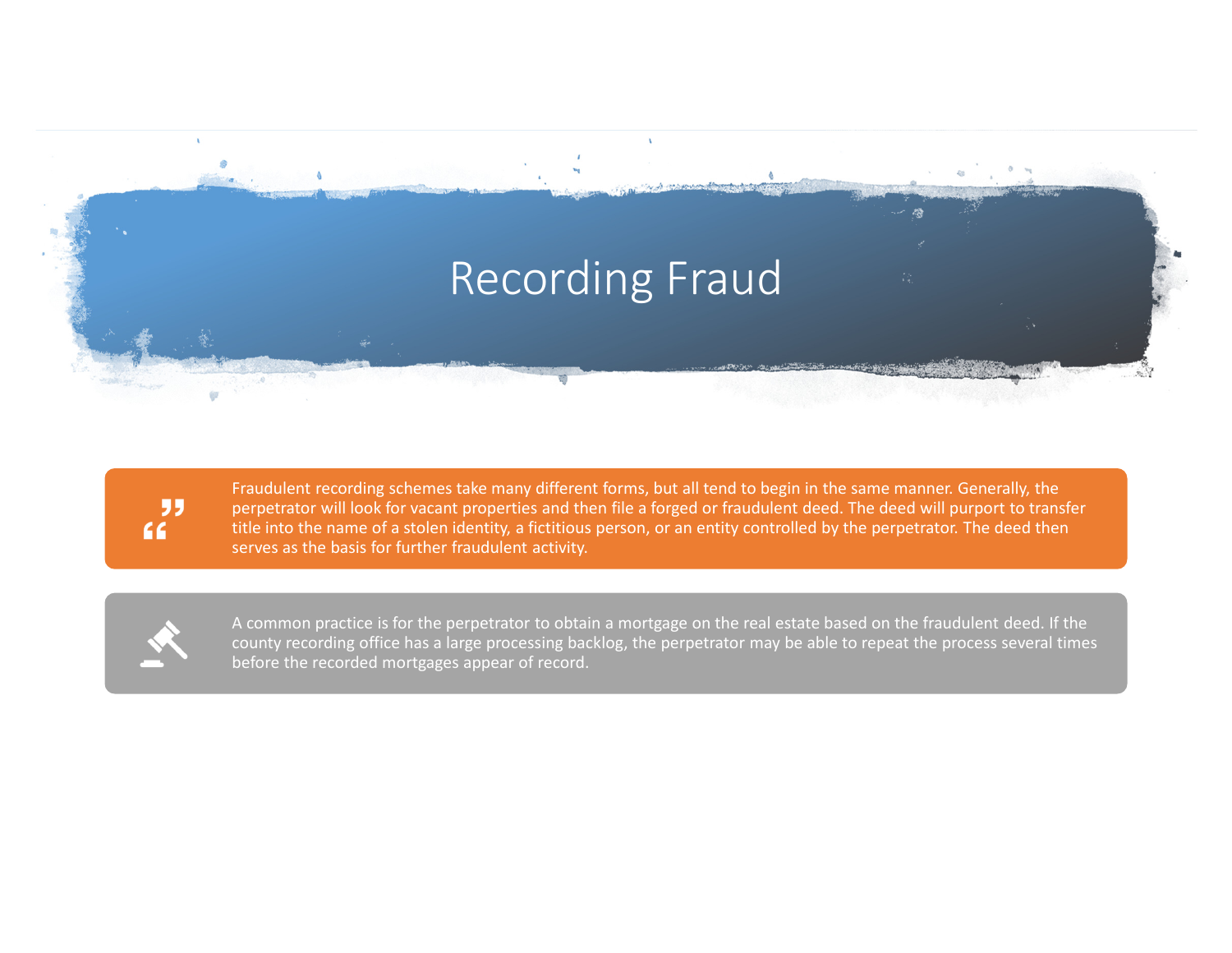# Recording Fraud

Fraudulent recording schemes take many different forms, but all tend to begin in the same manner. Generally, the perpetrator will look for vacant properties and then file a forged or fraudulent deed. The deed will purport to transfer title into the name of a stolen identity, a fictitious person, or an entity controlled by the perpetrator. The deed then serves as the basis for further fraudulent activity.

A common practice is for the perpetrator to obtain a mortgage on the real estate based on the fraudulent deed. If the county recording office has a large processing backlog, the perpetrator may be able to repeat the process several times before the recorded mortgages appear of record.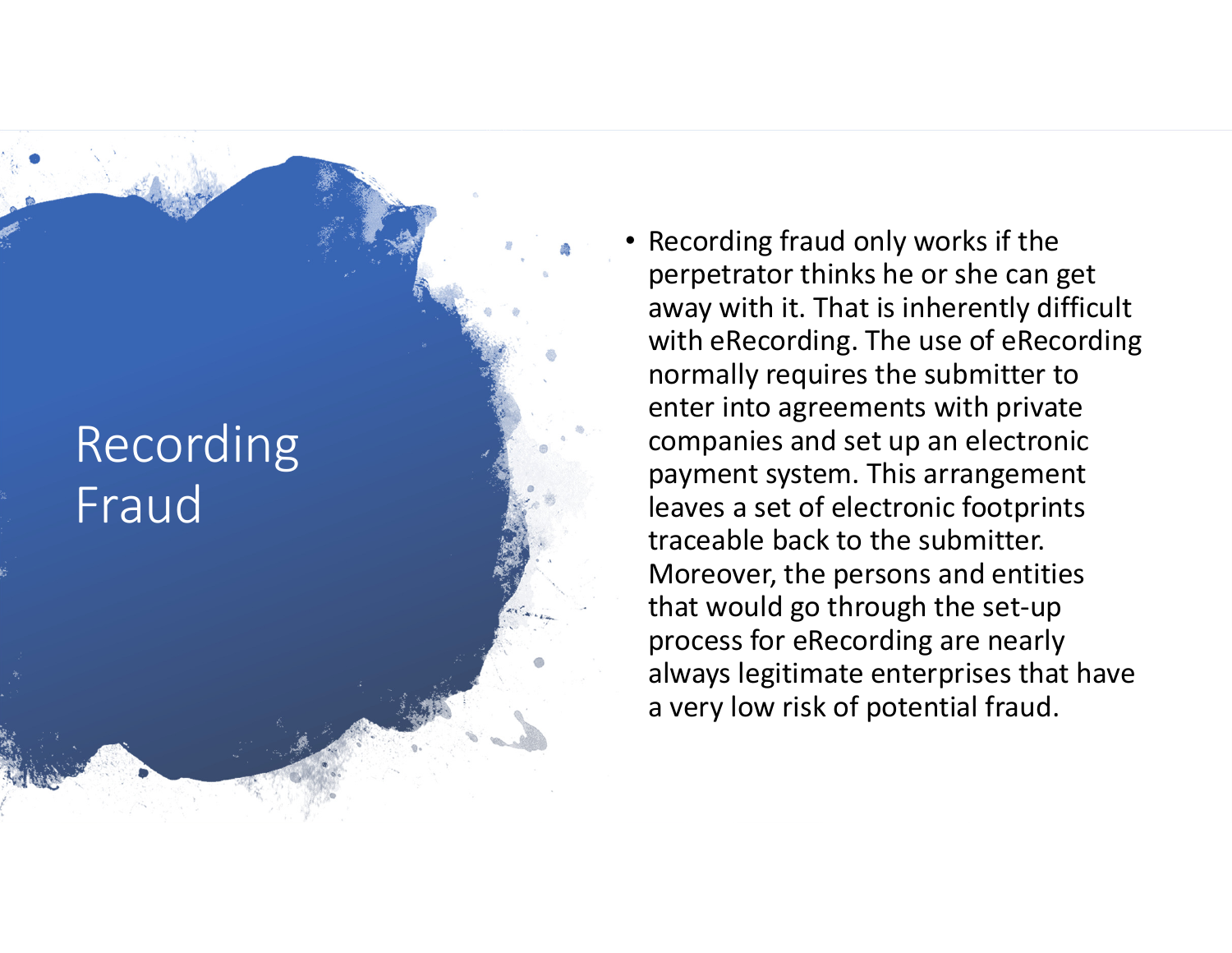# Recording Fraud

- Recording fraud only works if the perpetrator thinks he or she can get away with it. That is inherently difficult with eRecording. The use of eRecording normally requires the submitter to enter into agreements with private companies and set up an electronic payment system. This arrangement leaves a set of electronic footprints traceable back to the submitter. Moreover, the persons and entities that would go through the set-up process for eRecording are nearly always legitimate enterprises that have a very low risk of potential fraud.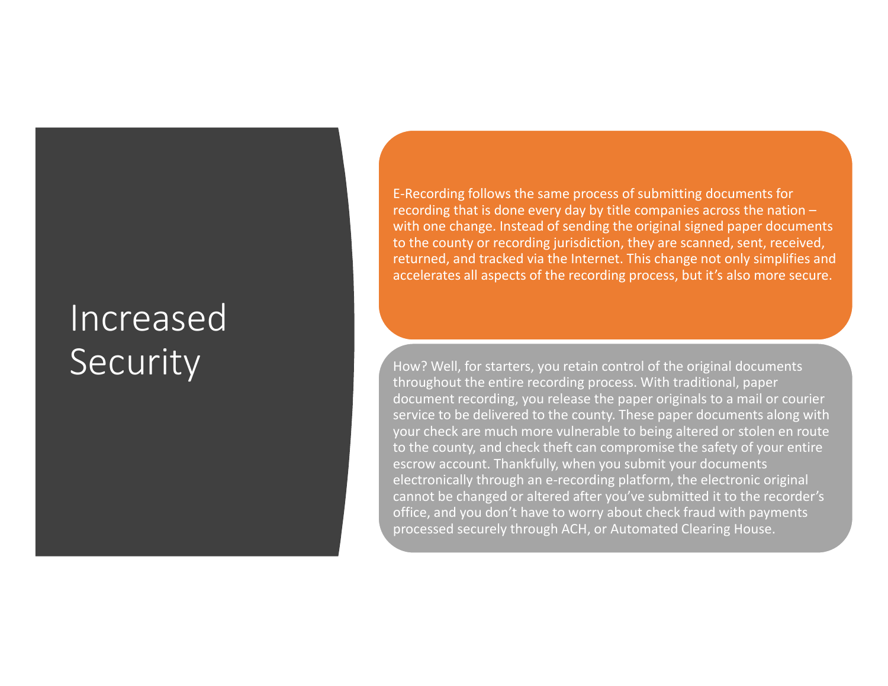# Increased Security

E-Recording follows the same process of submitting documents for recording that is done every day by title companies across the nation – with one change. Instead of sending the original signed paper documents to the county or recording jurisdiction, they are scanned, sent, received, returned, and tracked via the Internet. This change not only simplifies and accelerates all aspects of the recording process, but it's also more secure.

How? Well, for starters, you retain control of the original documents throughout the entire recording process. With traditional, paper document recording, you release the paper originals to a mail or courier service to be delivered to the county. These paper documents along with your check are much more vulnerable to being altered or stolen en route to the county, and check theft can compromise the safety of your entire escrow account. Thankfully, when you submit your documents electronically through an e-recording platform, the electronic original cannot be changed or altered after you've submitted it to the recorder's office, and you don't have to worry about check fraud with payments processed securely through ACH, or Automated Clearing House.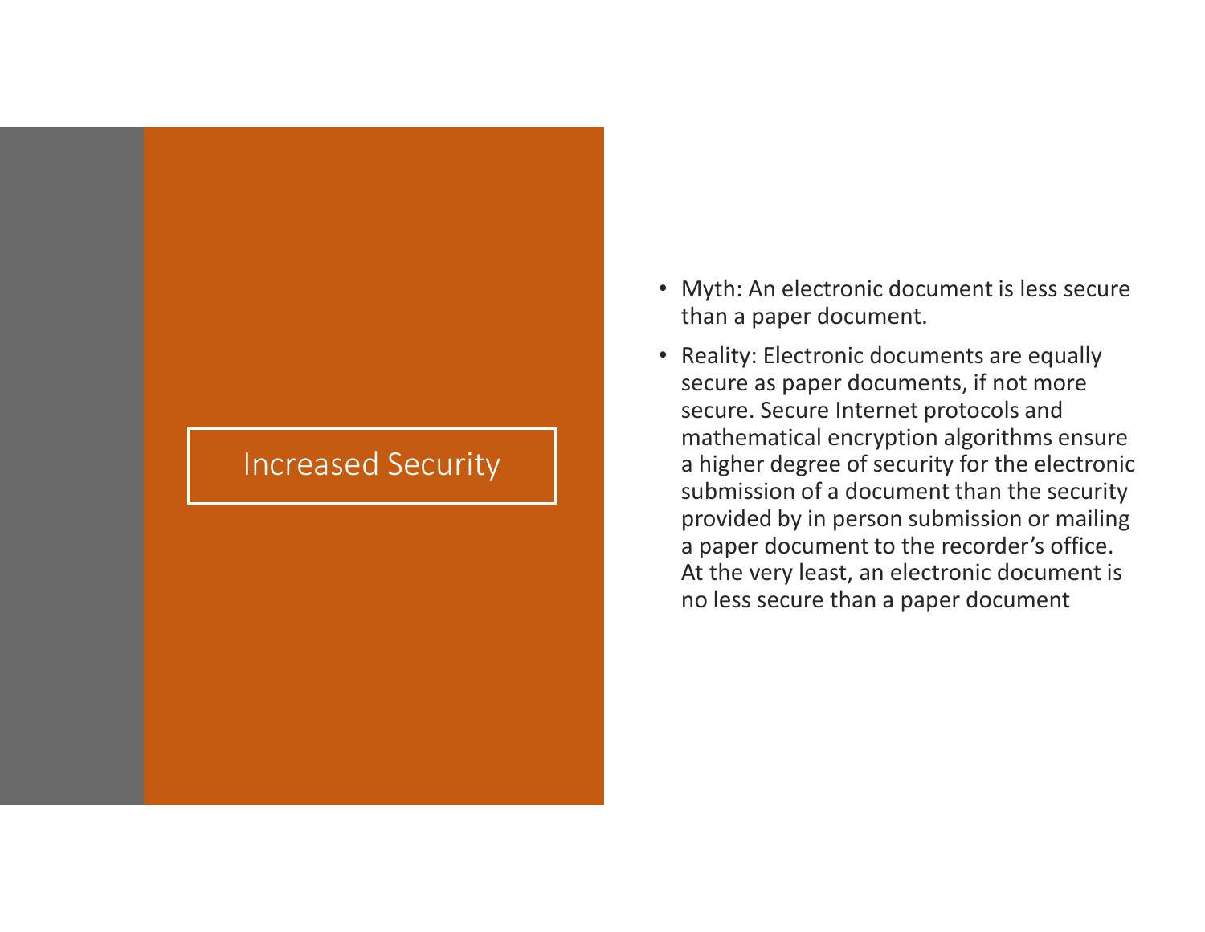# Increased Security

- Myth: An electronic document is less secure than a paper document.
- Reality: Electronic documents are equally secure as paper documents, if not more secure. Secure Internet protocols and mathematical encryption algorithms ensure a higher degree of security for the electronic submission of a document than the security provided by in person submission or mailing a paper document to the recorder's office. At the very least, an electronic document is no less secure than a paper document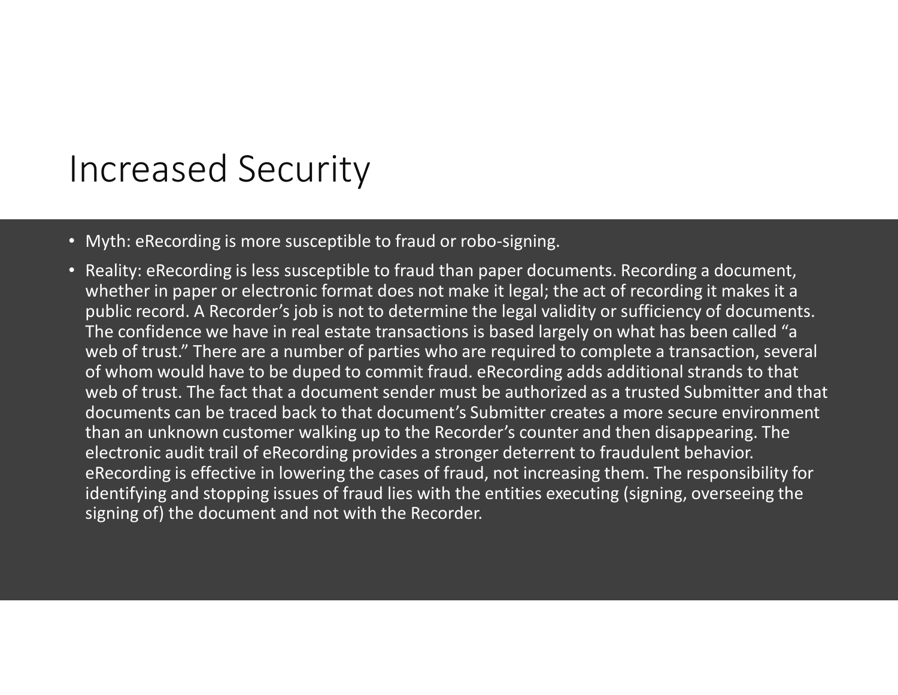# Increased Security

- Myth: eRecording is more susceptible to fraud or robo-signing.
- Reality: eRecording is less susceptible to fraud than paper documents. Recording a document, whether in paper or electronic format does not make it legal; the act of recording it makes it a public record. A Recorder's job is not to determine the legal validity or sufficiency of documents. The confidence we have in real estate transactions is based largely on what has been called "a web of trust." There are a number of parties who are required to complete a transaction, several of whom would have to be duped to commit fraud. eRecording adds additional strands to that web of trust. The fact that a document sender must be authorized as a trusted Submitter and that documents can be traced back to that document's Submitter creates a more secure environment than an unknown customer walking up to the Recorder's counter and then disappearing. The electronic audit trail of eRecording provides a stronger deterrent to fraudulent behavior. eRecording is effective in lowering the cases of fraud, not increasing them. The responsibility for identifying and stopping issues of fraud lies with the entities executing (signing, overseeing the signing of) the document and not with the Recorder.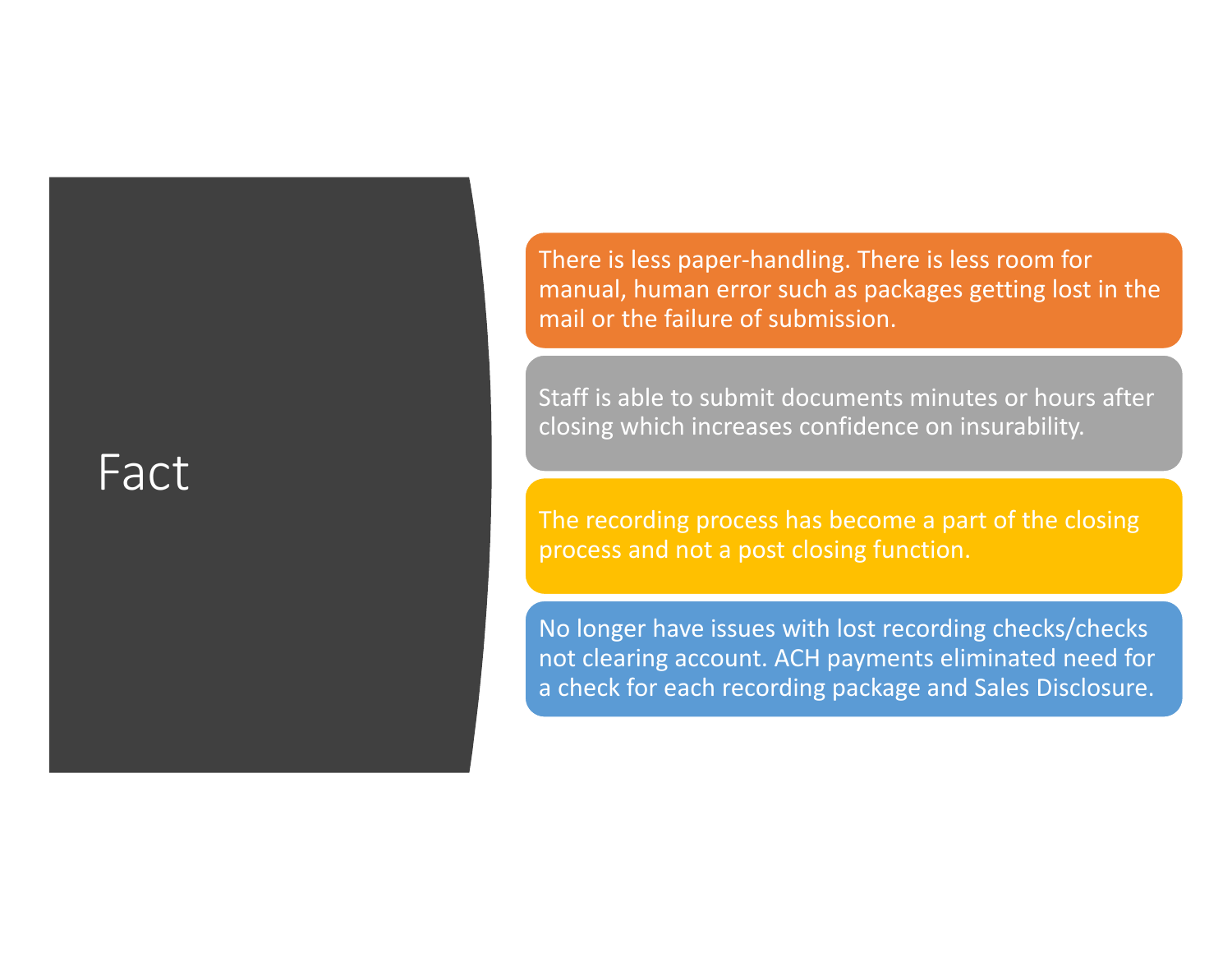# Fact

- There is less paper-handling. There is less room for manual, human error such as packages getting lost in the mail or the failure of submission.
- Staff is able to submit documents minutes or hours after closing which increases confidence on insurability.
- The recording process has become a part of the closing process and not a post closing function.
- No longer have issues with lost recording checks/checks not clearing account. ACH payments eliminated need for a check for each recording package and Sales Disclosure.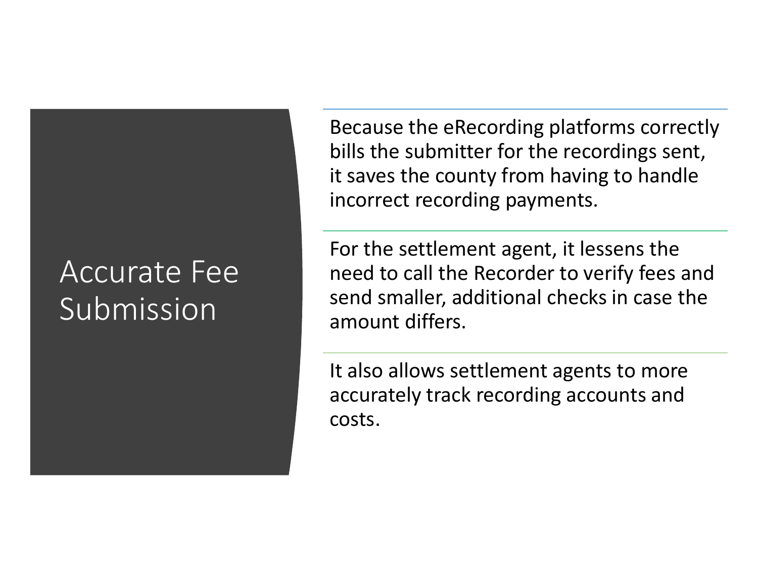# Accurate Fee Submission

Because the eRecording platforms correctly bills the submitter for the recordings sent, it saves the county from having to handle incorrect recording payments.

For the settlement agent, it lessens the need to call the Recorder to verify fees and send smaller, additional checks in case the amount differs.

It also allows settlement agents to more accurately track recording accounts and costs.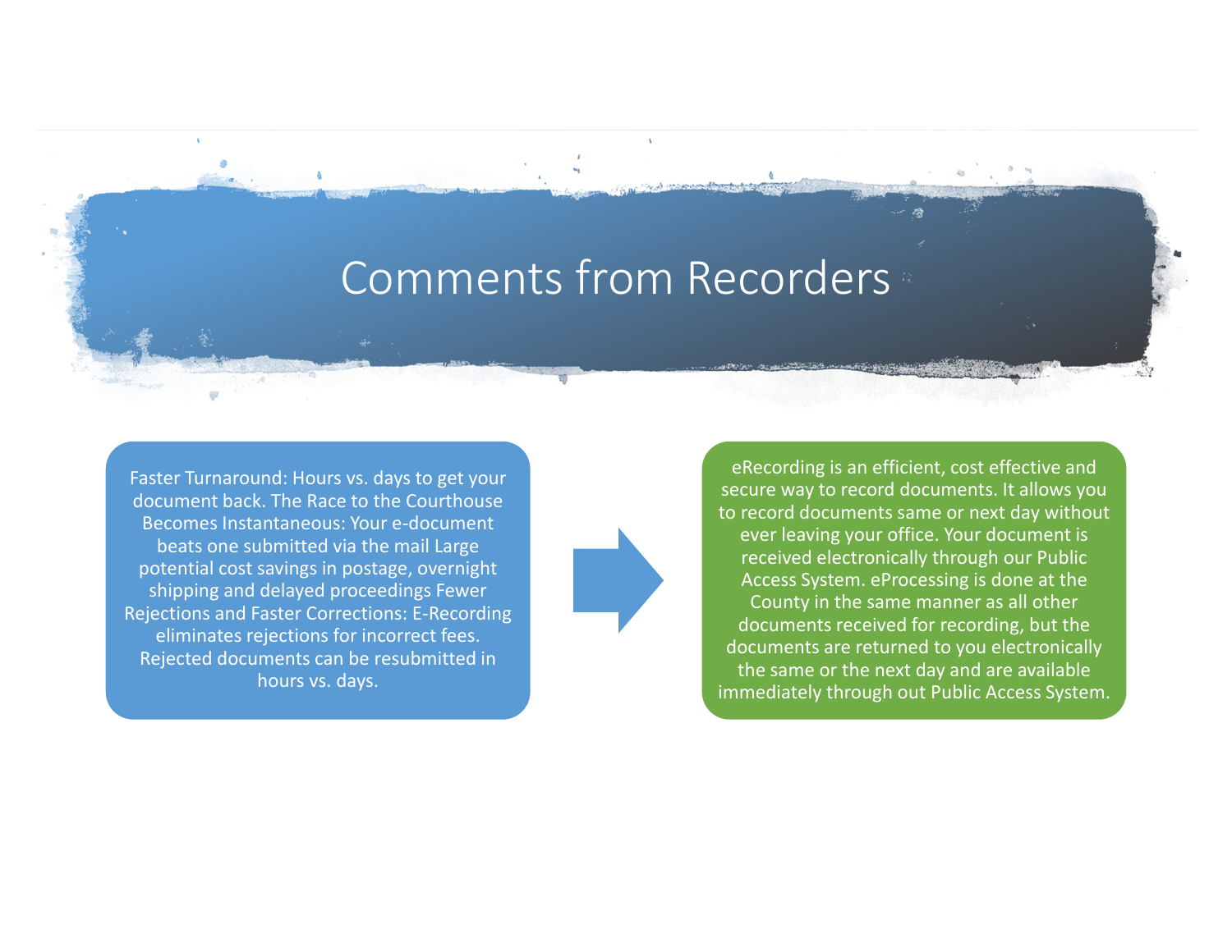# Comments from Recorders

Faster Turnaround: Hours vs. days to get your document back. The Race to the Courthouse Becomes Instantaneous: Your e-document beats one submitted via the mail Large potential cost savings in postage, overnight shipping and delayed proceedings Fewer Rejections and Faster Corrections: E-Recording eliminates rejections for incorrect fees. Rejected documents can be resubmitted in hours vs. days.

eRecording is an efficient, cost effective and secure way to record documents. It allows you to record documents same or next day without ever leaving your office. Your document is received electronically through our Public Access System. eProcessing is done at the County in the same manner as all other documents received for recording, but the documents are returned to you electronically the same or the next day and are available immediately through out Public Access System.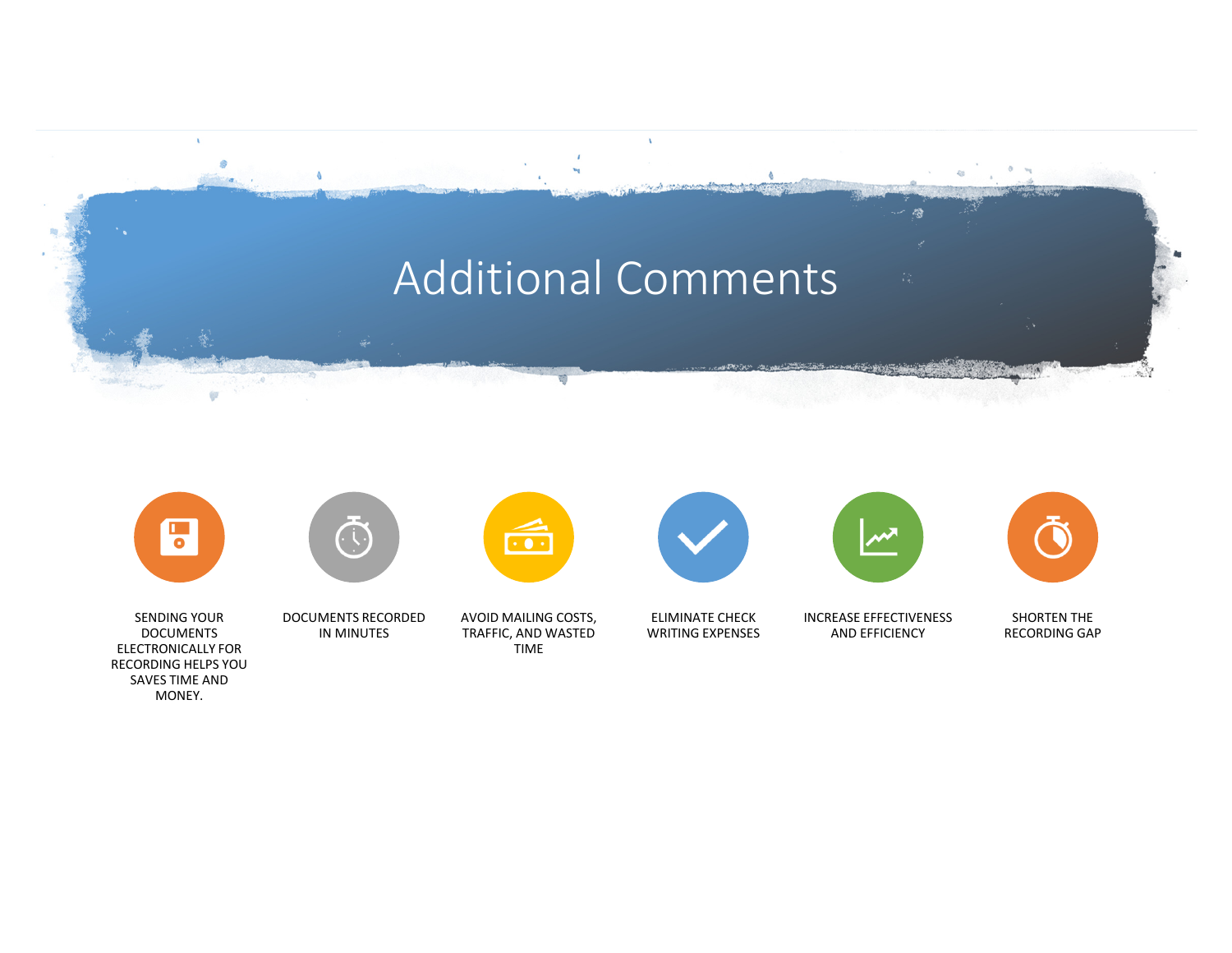# Additional Comments

- SENDING YOUR DOCUMENTS ELECTRONICALLY FOR RECORDING HELPS YOU SAVES TIME AND MONEY.
- DOCUMENTS RECORDED IN MINUTES
- AVOID MAILING COSTS, TRAFFIC, AND WASTED TIME
- ELIMINATE CHECK WRITING EXPENSES
- INCREASE EFFECTIVENESS AND EFFICIENCY
- SHORTEN THE RECORDING GAP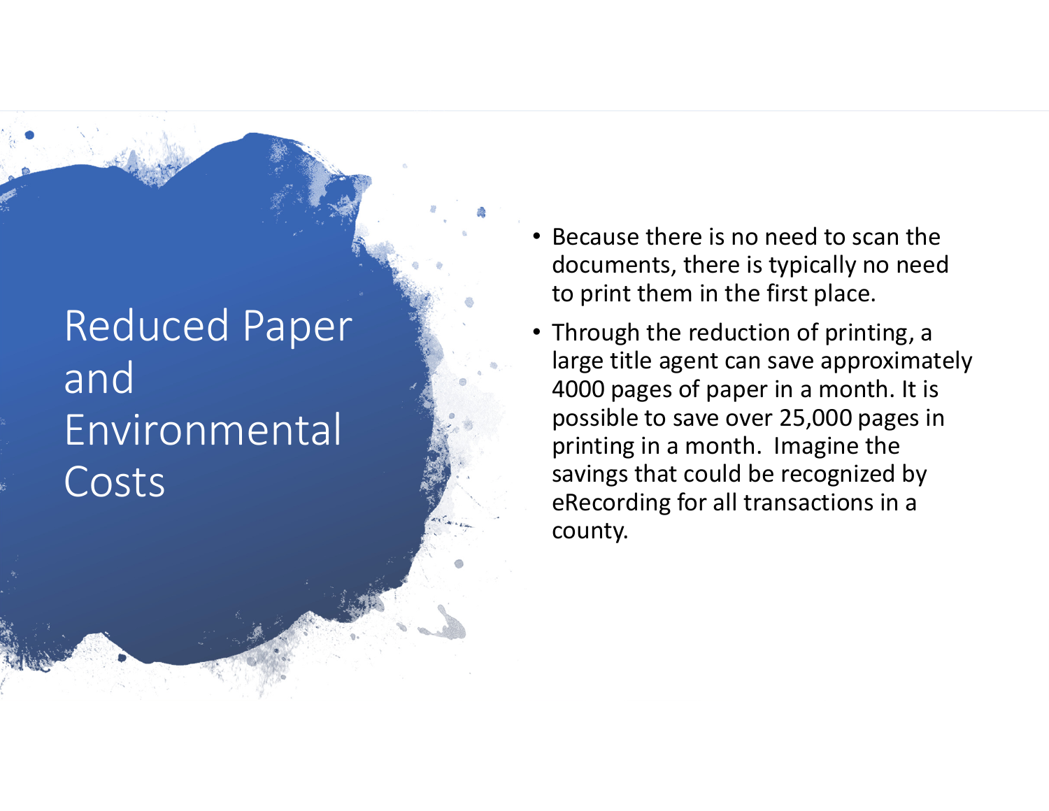# Reduced Paper and Environmental Costs

- Because there is no need to scan the documents, there is typically no need to print them in the first place.
- Through the reduction of printing, a large title agent can save approximately 4000 pages of paper in a month. It is possible to save over 25,000 pages in printing in a month. Imagine the savings that could be recognized by eRecording for all transactions in a county.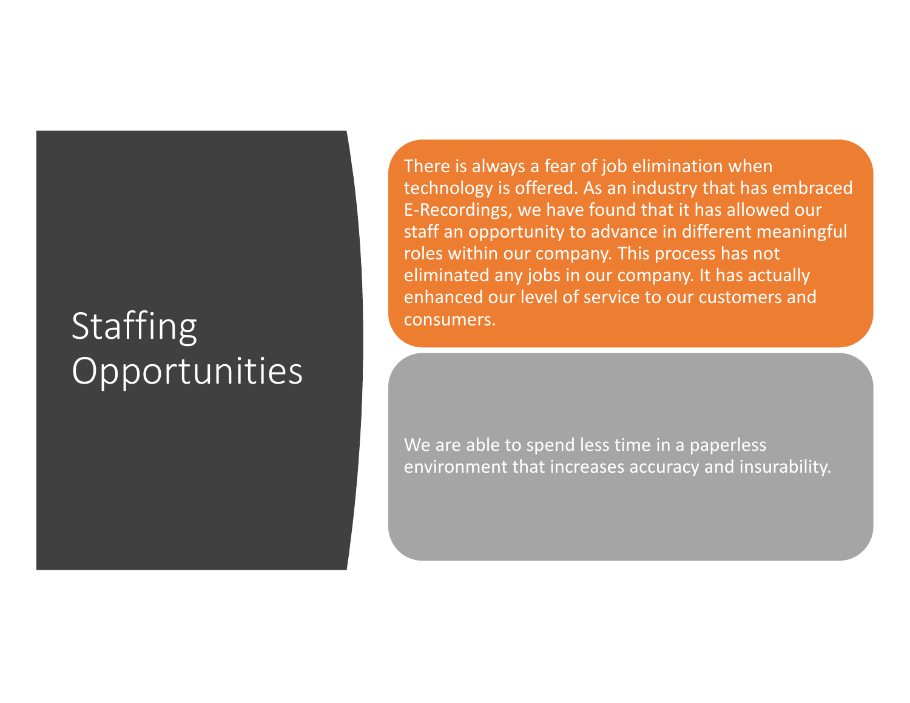# Staffing Opportunities

There is always a fear of job elimination when technology is offered. As an industry that has embraced E-Recordings, we have found that it has allowed our staff an opportunity to advance in different meaningful roles within our company. This process has not eliminated any jobs in our company. It has actually enhanced our level of service to our customers and consumers.

We are able to spend less time in a paperless environment that increases accuracy and insurability.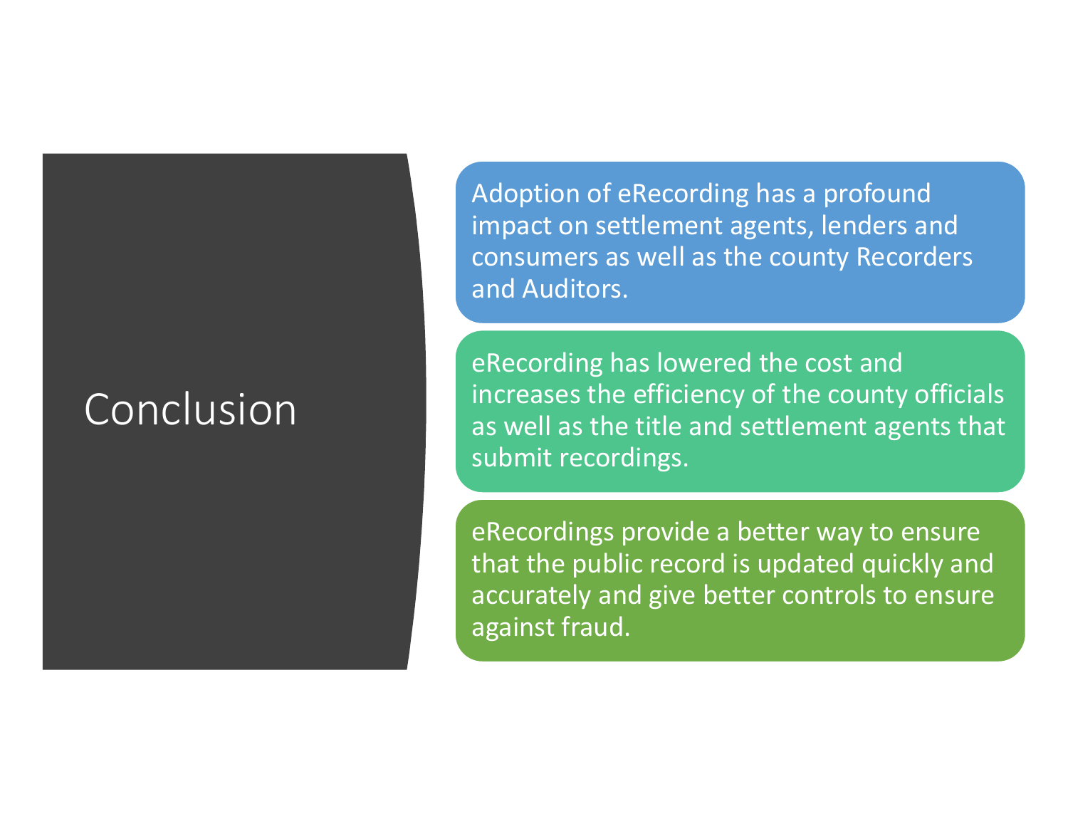# Conclusion

Adoption of eRecording has a profound impact on settlement agents, lenders and consumers as well as the county Recorders and Auditors.

eRecording has lowered the cost and increases the efficiency of the county officials as well as the title and settlement agents that submit recordings.

eRecordings provide a better way to ensure that the public record is updated quickly and accurately and give better controls to ensure against fraud.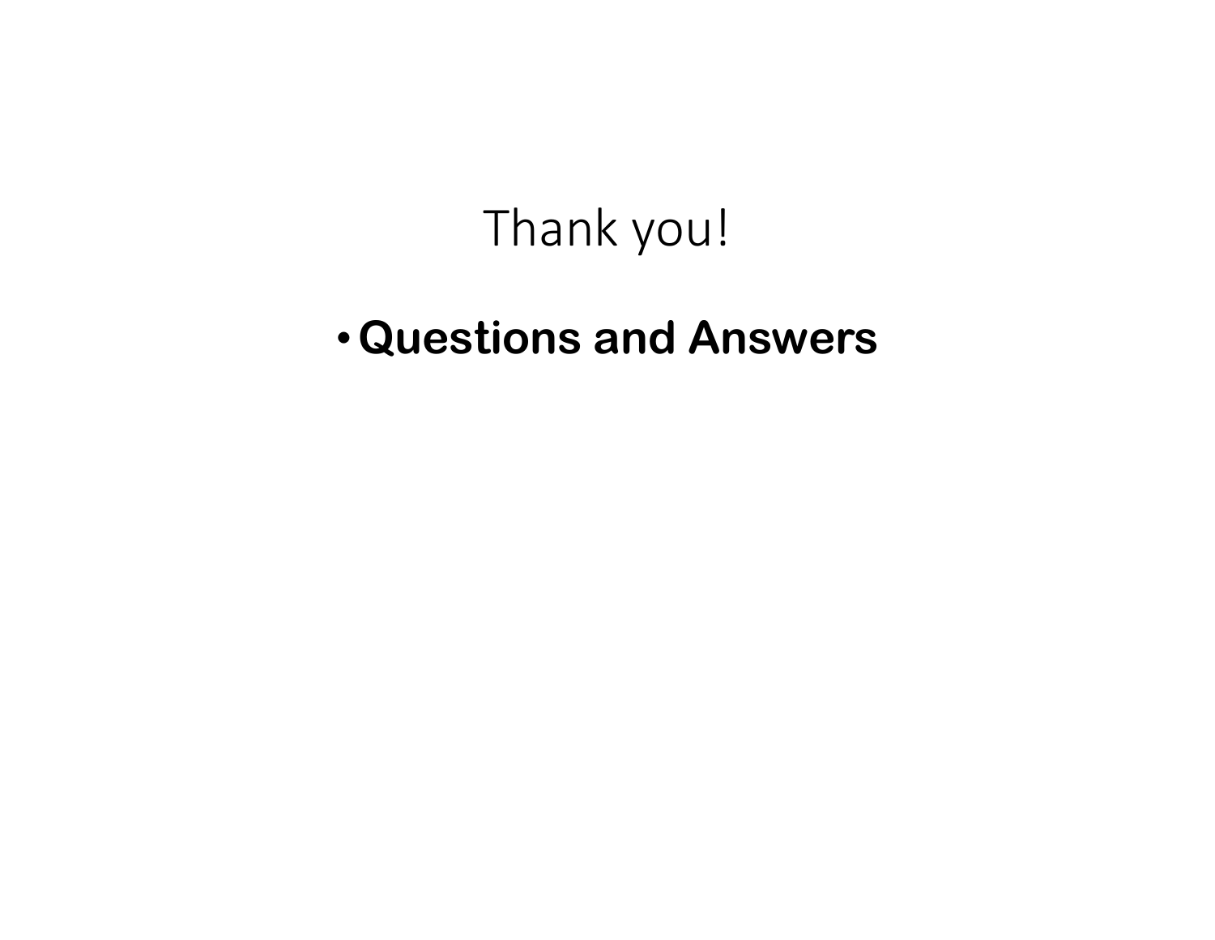# Thank you!

- **Questions and Answers**